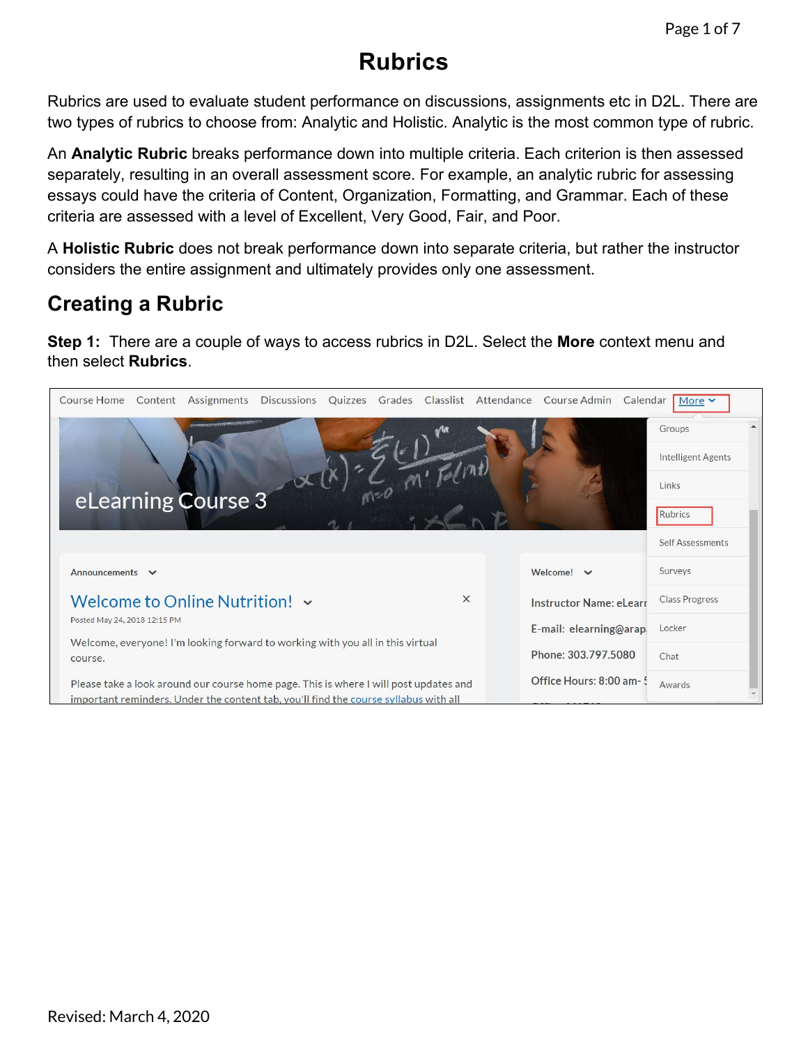# Rubrics

Rubrics are used to evaluate student performance on discussions, assignments etc in D2L. There are two types of rubrics to choose from: Analytic and Holistic. Analytic is the most common type of rubric.

An **Analytic Rubric** breaks performance down into multiple criteria. Each criterion is then assessed separately, resulting in an overall assessment score. For example, an analytic rubric for assessing essays could have the criteria of Content, Organization, Formatting, and Grammar. Each of these criteria are assessed with a level of Excellent, Very Good, Fair, and Poor.

A **Holistic Rubric** does not break performance down into separate criteria, but rather the instructor considers the entire assignment and ultimately provides only one assessment.

## Creating a Rubric

**Step 1:** There are a couple of ways to access rubrics in D2L. Select the **More** context menu and then select **Rubrics**.

Revised: March 4, 2020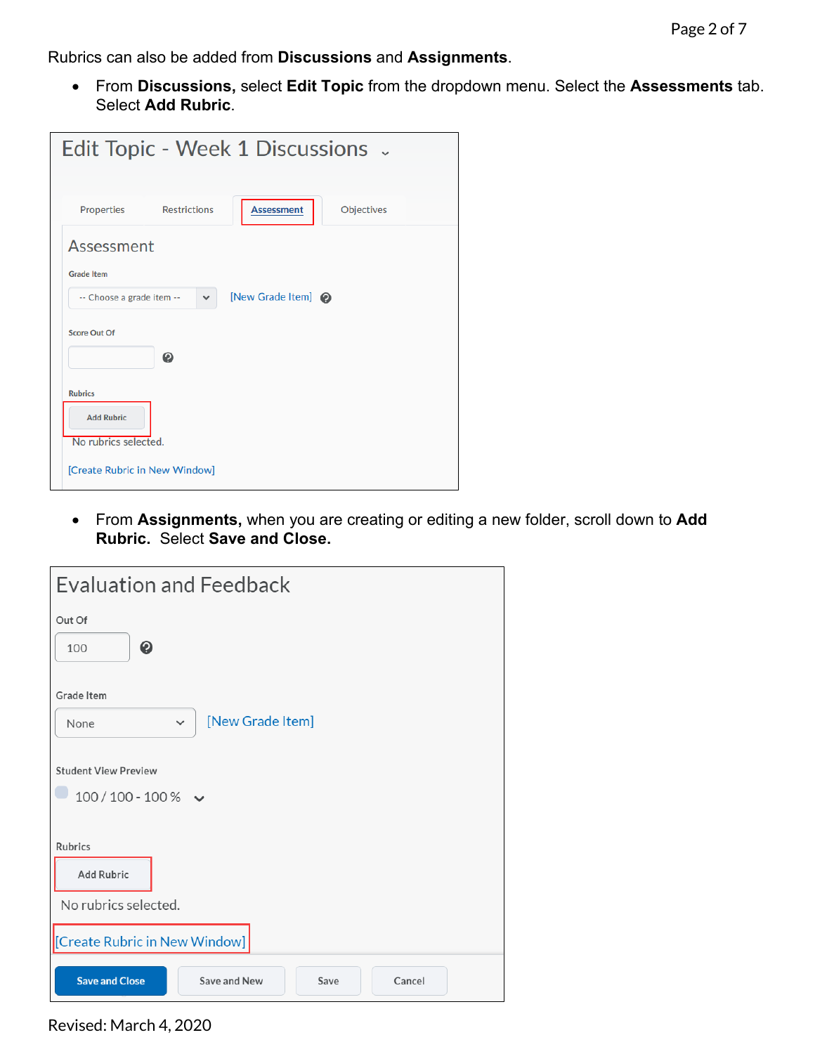Rubrics can also be added from **Discussions** and **Assignments**.

- From **Discussions,** select **Edit Topic** from the dropdown menu. Select the **Assessments** tab. Select **Add Rubric**.

Edit Topic - Week 1 Discussions

Properties | Restrictions | Assessment | Objectives

Assessment

Grade Item

-- Choose a grade item -- [New Grade Item]

Score Out Of

Rubrics

Add Rubric

No rubrics selected.

[Create Rubric in New Window]

- From **Assignments,** when you are creating or editing a new folder, scroll down to **Add Rubric.** Select **Save and Close.**

Evaluation and Feedback

Out Of

100

Grade Item

None [New Grade Item]

Student View Preview

100 / 100 - 100 %

Rubrics

Add Rubric

No rubrics selected.

[Create Rubric in New Window]

Save and Close | Save and New | Save | Cancel

Revised: March 4, 2020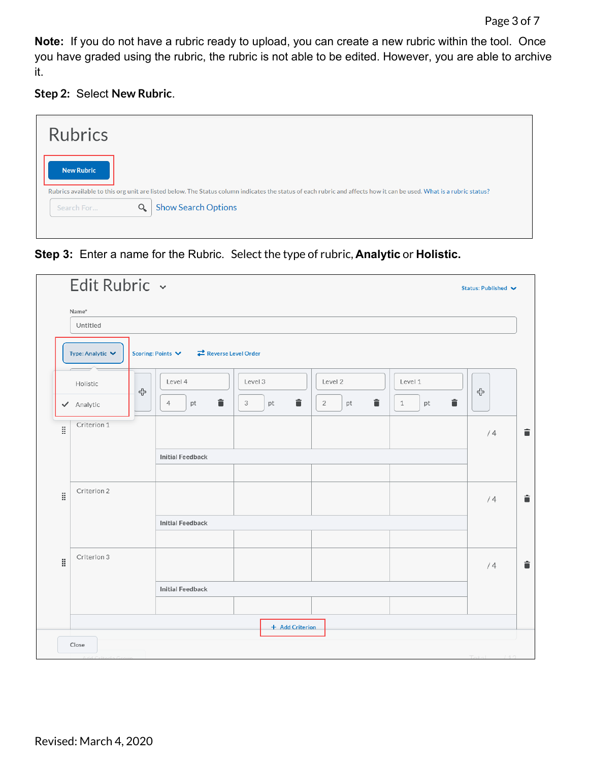**Note:** If you do not have a rubric ready to upload, you can create a new rubric within the tool. Once you have graded using the rubric, the rubric is not able to be edited. However, you are able to archive it.

**Step 2:** Select **New Rubric**.

Rubrics

New Rubric

Rubrics available to this org unit are listed below. The Status column indicates the status of each rubric and affects how it can be used. What is a rubric status?

Search For... Show Search Options

**Step 3:** Enter a name for the Rubric. Select the type of rubric, **Analytic** or **Holistic.**

Edit Rubric

Status: Published

Name*

Untitled

Type: Analytic | Scoring: Points | Reverse Level Order

Holistic

Analytic

| | Level 4 | Level 3 | Level 2 | Level 1 | |
|---|---|---|---|---|---|
| | 4 pt | 3 pt | 2 pt | 1 pt | |
| Criterion 1 | | | | | / 4 |
| | Initial Feedback | | | | |
| Criterion 2 | | | | | / 4 |
| | Initial Feedback | | | | |
| Criterion 3 | | | | | / 4 |
| | Initial Feedback | | | | |

+ Add Criterion

Close

Revised: March 4, 2020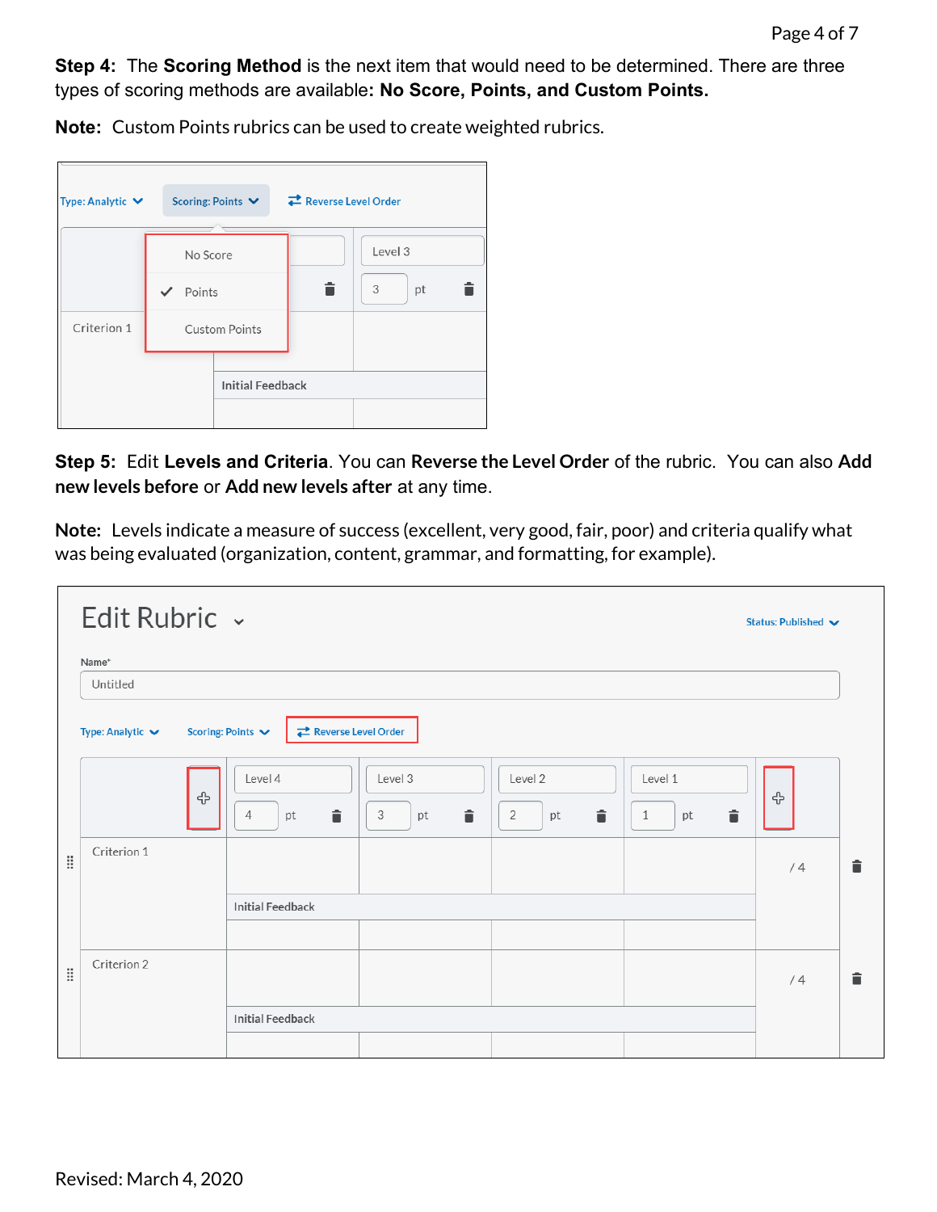**Step 4:** The **Scoring Method** is the next item that would need to be determined. There are three types of scoring methods are available**: No Score, Points, and Custom Points.**

**Note:** Custom Points rubrics can be used to create weighted rubrics.

**Step 5:** Edit **Levels and Criteria**. You can **Reverse the Level Order** of the rubric. You can also **Add new levels before** or **Add new levels after** at any time.

**Note:** Levels indicate a measure of success (excellent, very good, fair, poor) and criteria qualify what was being evaluated (organization, content, grammar, and formatting, for example).

Revised: March 4, 2020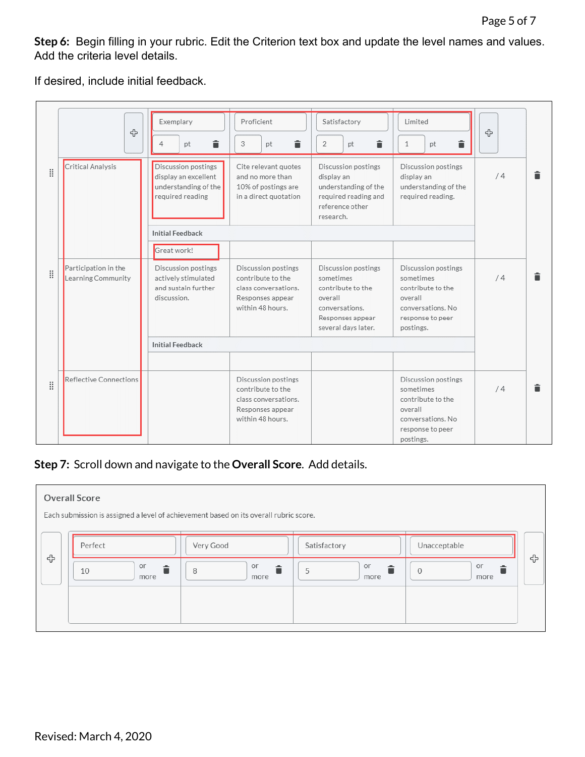**Step 6:** Begin filling in your rubric. Edit the Criterion text box and update the level names and values. Add the criteria level details.

If desired, include initial feedback.

| | Exemplary 4 pt | Proficient 3 pt | Satisfactory 2 pt | Limited 1 pt | |
|---|---|---|---|---|---|
| Critical Analysis | Discussion postings display an excellent understanding of the required reading | Cite relevant quotes and no more than 10% of postings are in a direct quotation | Discussion postings display an understanding of the required reading and reference other research. | Discussion postings display an understanding of the required reading. | / 4 |
| Initial Feedback | Great work! | | | | |
| Participation in the Learning Community | Discussion postings actively stimulated and sustain further discussion. | Discussion postings contribute to the class conversations. Responses appear within 48 hours. | Discussion postings sometimes contribute to the overall conversations. Responses appear several days later. | Discussion postings sometimes contribute to the overall conversations. No response to peer postings. | / 4 |
| Initial Feedback | | | | | |
| Reflective Connections | | Discussion postings contribute to the class conversations. Responses appear within 48 hours. | | Discussion postings sometimes contribute to the overall conversations. No response to peer postings. | / 4 |

**Step 7:** Scroll down and navigate to the **Overall Score**. Add details.

Overall Score

Each submission is assigned a level of achievement based on its overall rubric score.

| Perfect | Very Good | Satisfactory | Unacceptable |
|---|---|---|---|
| 10 or more | 8 or more | 5 or more | 0 or more |

Revised: March 4, 2020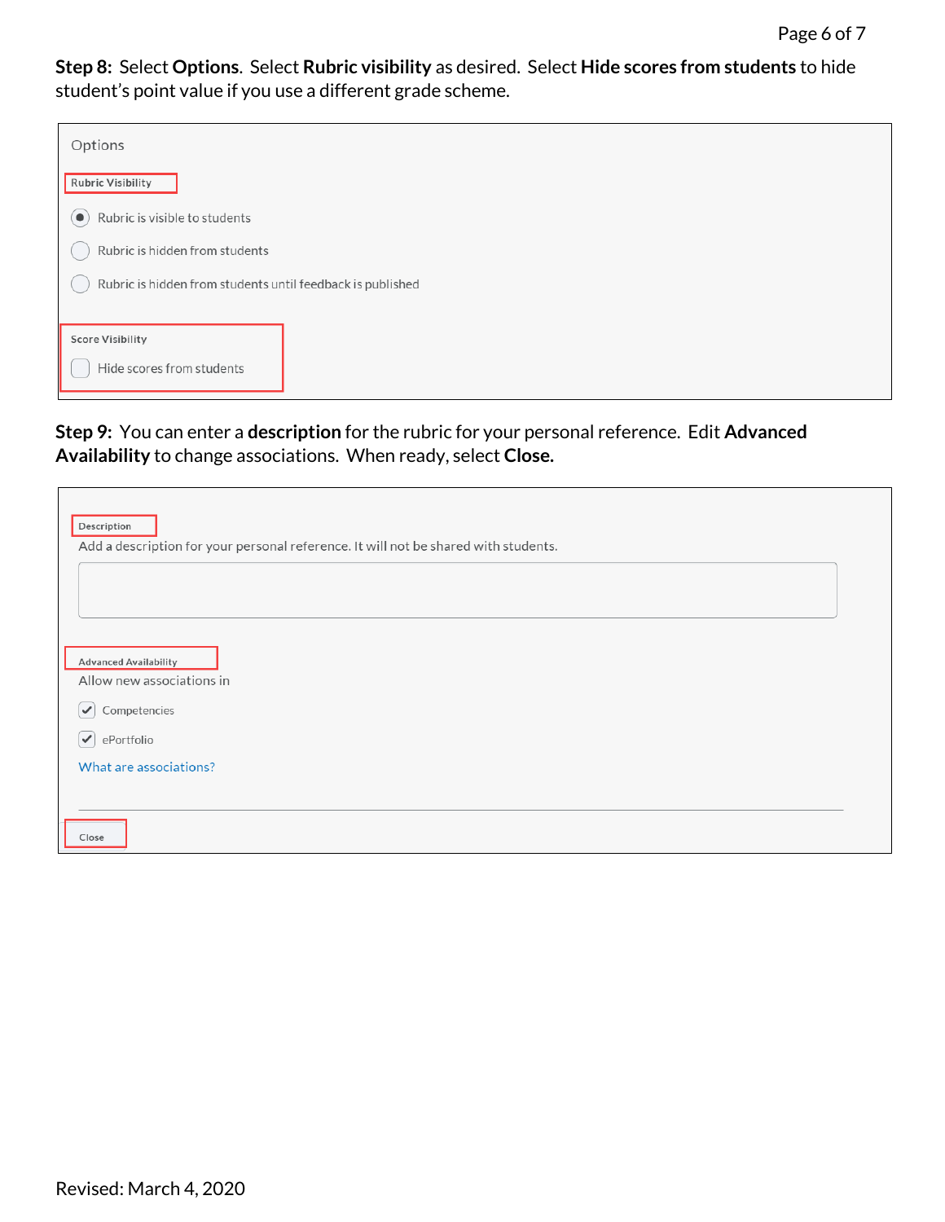**Step 8:** Select **Options**. Select **Rubric visibility** as desired. Select **Hide scores from students** to hide student's point value if you use a different grade scheme.

Options

Rubric Visibility

- (•) Rubric is visible to students
- ( ) Rubric is hidden from students
- ( ) Rubric is hidden from students until feedback is published

Score Visibility

- [ ] Hide scores from students

**Step 9:** You can enter a **description** for the rubric for your personal reference. Edit **Advanced Availability** to change associations. When ready, select **Close.**

Description

Add a description for your personal reference. It will not be shared with students.

Advanced Availability

Allow new associations in

- [x] Competencies
- [x] ePortfolio

What are associations?

Close

Revised: March 4, 2020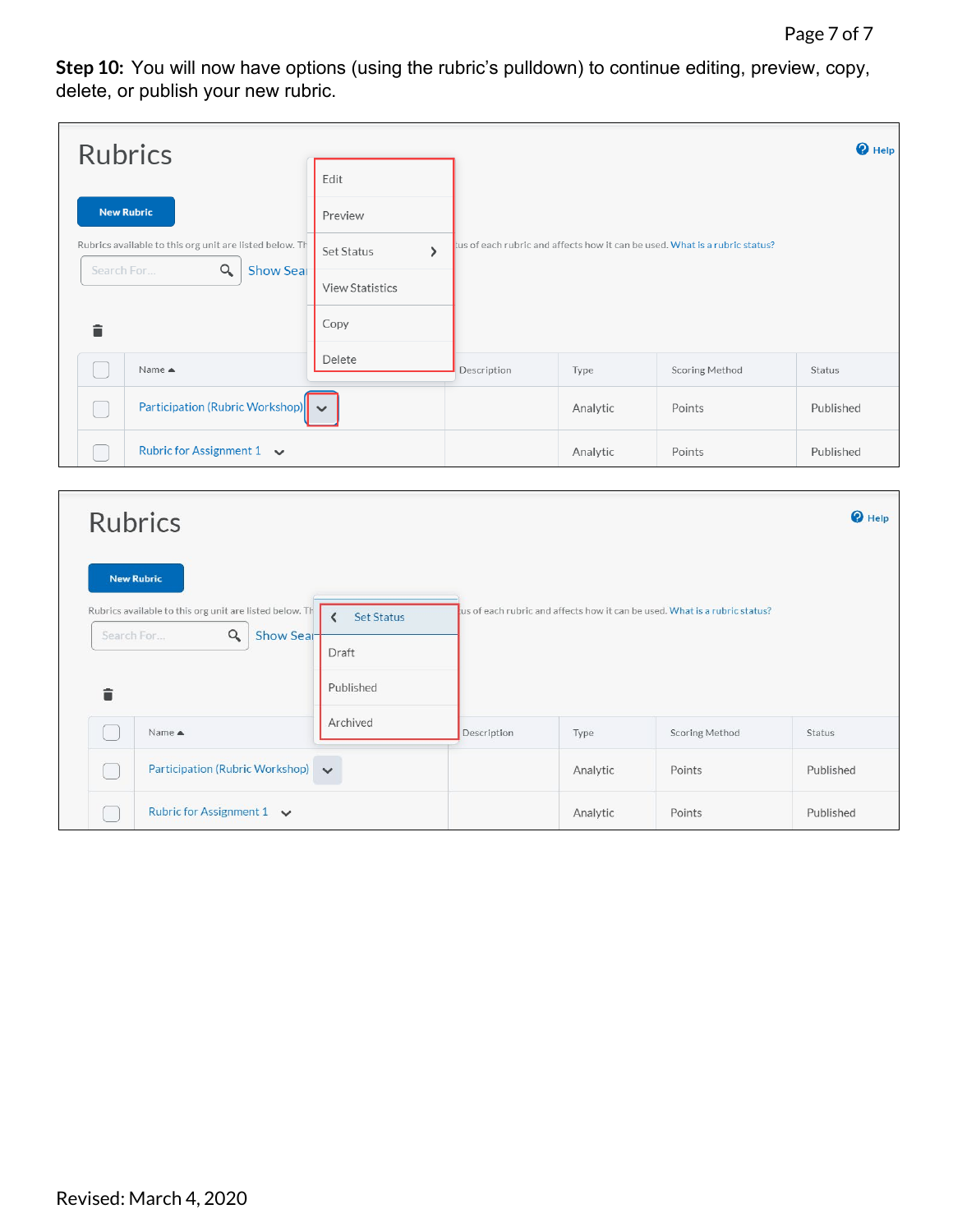**Step 10:** You will now have options (using the rubric's pulldown) to continue editing, preview, copy, delete, or publish your new rubric.